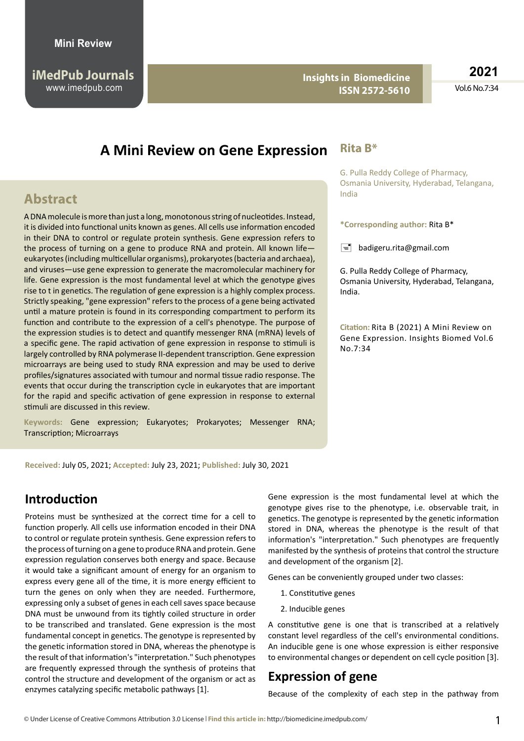# A Mini Review on Gene Expression

**Rita B***

G. Pulla Reddy College of Pharmacy, Osmania University, Hyderabad, Telangana, India

***Corresponding author:** Rita B*

badigeru.rita@gmail.com

G. Pulla Reddy College of Pharmacy, Osmania University, Hyderabad, Telangana, India.

**Citation:** Rita B (2021) A Mini Review on Gene Expression. Insights Biomed Vol.6 No.7:34

## Abstract

A DNA molecule is more than just a long, monotonous string of nucleotides. Instead, it is divided into functional units known as genes. All cells use information encoded in their DNA to control or regulate protein synthesis. Gene expression refers to the process of turning on a gene to produce RNA and protein. All known life—eukaryotes (including multicellular organisms), prokaryotes (bacteria and archaea), and viruses—use gene expression to generate the macromolecular machinery for life. Gene expression is the most fundamental level at which the genotype gives rise to t in genetics. The regulation of gene expression is a highly complex process. Strictly speaking, "gene expression" refers to the process of a gene being activated until a mature protein is found in its corresponding compartment to perform its function and contribute to the expression of a cell's phenotype. The purpose of the expression studies is to detect and quantify messenger RNA (mRNA) levels of a specific gene. The rapid activation of gene expression in response to stimuli is largely controlled by RNA polymerase II-dependent transcription. Gene expression microarrays are being used to study RNA expression and may be used to derive profiles/signatures associated with tumour and normal tissue radio response. The events that occur during the transcription cycle in eukaryotes that are important for the rapid and specific activation of gene expression in response to external stimuli are discussed in this review.

**Keywords:** Gene expression; Eukaryotes; Prokaryotes; Messenger RNA; Transcription; Microarrays

**Received:** July 05, 2021; **Accepted:** July 23, 2021; **Published:** July 30, 2021

## Introduction

Proteins must be synthesized at the correct time for a cell to function properly. All cells use information encoded in their DNA to control or regulate protein synthesis. Gene expression refers to the process of turning on a gene to produce RNA and protein. Gene expression regulation conserves both energy and space. Because it would take a significant amount of energy for an organism to express every gene all of the time, it is more energy efficient to turn the genes on only when they are needed. Furthermore, expressing only a subset of genes in each cell saves space because DNA must be unwound from its tightly coiled structure in order to be transcribed and translated. Gene expression is the most fundamental concept in genetics. The genotype is represented by the genetic information stored in DNA, whereas the phenotype is the result of that information's "interpretation." Such phenotypes are frequently expressed through the synthesis of proteins that control the structure and development of the organism or act as enzymes catalyzing specific metabolic pathways [1].

Gene expression is the most fundamental level at which the genotype gives rise to the phenotype, i.e. observable trait, in genetics. The genotype is represented by the genetic information stored in DNA, whereas the phenotype is the result of that information's "interpretation." Such phenotypes are frequently manifested by the synthesis of proteins that control the structure and development of the organism [2].

Genes can be conveniently grouped under two classes:

1. Constitutive genes
2. Inducible genes

A constitutive gene is one that is transcribed at a relatively constant level regardless of the cell's environmental conditions. An inducible gene is one whose expression is either responsive to environmental changes or dependent on cell cycle position [3].

## Expression of gene

Because of the complexity of each step in the pathway from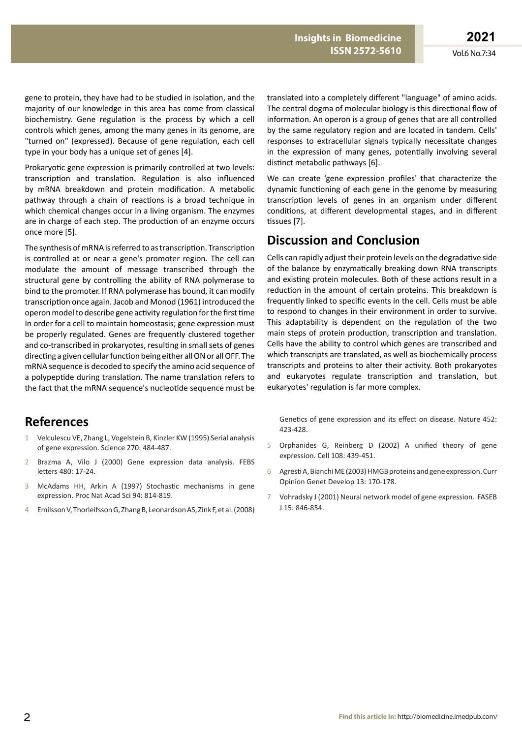gene to protein, they have had to be studied in isolation, and the majority of our knowledge in this area has come from classical biochemistry. Gene regulation is the process by which a cell controls which genes, among the many genes in its genome, are "turned on" (expressed). Because of gene regulation, each cell type in your body has a unique set of genes [4].

Prokaryotic gene expression is primarily controlled at two levels: transcription and translation. Regulation is also influenced by mRNA breakdown and protein modification. A metabolic pathway through a chain of reactions is a broad technique in which chemical changes occur in a living organism. The enzymes are in charge of each step. The production of an enzyme occurs once more [5].

The synthesis of mRNA is referred to as transcription. Transcription is controlled at or near a gene's promoter region. The cell can modulate the amount of message transcribed through the structural gene by controlling the ability of RNA polymerase to bind to the promoter. If RNA polymerase has bound, it can modify transcription once again. Jacob and Monod (1961) introduced the operon model to describe gene activity regulation for the first time In order for a cell to maintain homeostasis; gene expression must be properly regulated. Genes are frequently clustered together and co-transcribed in prokaryotes, resulting in small sets of genes directing a given cellular function being either all ON or all OFF. The mRNA sequence is decoded to specify the amino acid sequence of a polypeptide during translation. The name translation refers to the fact that the mRNA sequence's nucleotide sequence must be translated into a completely different "language" of amino acids. The central dogma of molecular biology is this directional flow of information. An operon is a group of genes that are all controlled by the same regulatory region and are located in tandem. Cells' responses to extracellular signals typically necessitate changes in the expression of many genes, potentially involving several distinct metabolic pathways [6].

We can create 'gene expression profiles' that characterize the dynamic functioning of each gene in the genome by measuring transcription levels of genes in an organism under different conditions, at different developmental stages, and in different tissues [7].

## Discussion and Conclusion

Cells can rapidly adjust their protein levels on the degradative side of the balance by enzymatically breaking down RNA transcripts and existing protein molecules. Both of these actions result in a reduction in the amount of certain proteins. This breakdown is frequently linked to specific events in the cell. Cells must be able to respond to changes in their environment in order to survive. This adaptability is dependent on the regulation of the two main steps of protein production, transcription and translation. Cells have the ability to control which genes are transcribed and which transcripts are translated, as well as biochemically process transcripts and proteins to alter their activity. Both prokaryotes and eukaryotes regulate transcription and translation, but eukaryotes' regulation is far more complex.

## References

1. Velculescu VE, Zhang L, Vogelstein B, Kinzler KW (1995) Serial analysis of gene expression. Science 270: 484-487.
2. Brazma A, Vilo J (2000) Gene expression data analysis. FEBS letters 480: 17-24.
3. McAdams HH, Arkin A (1997) Stochastic mechanisms in gene expression. Proc Nat Acad Sci 94: 814-819.
4. Emilsson V, Thorleifsson G, Zhang B, Leonardson AS, Zink F, et al. (2008) Genetics of gene expression and its effect on disease. Nature 452: 423-428.
5. Orphanides G, Reinberg D (2002) A unified theory of gene expression. Cell 108: 439-451.
6. Agresti A, Bianchi ME (2003) HMGB proteins and gene expression. Curr Opinion Genet Develop 13: 170-178.
7. Vohradsky J (2001) Neural network model of gene expression. FASEB J 15: 846-854.